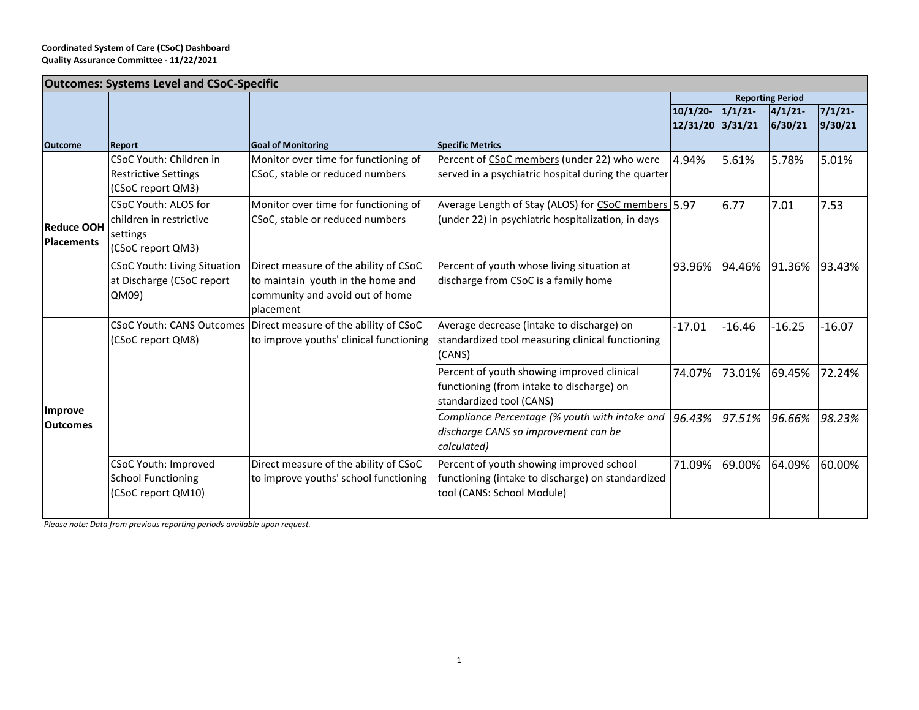**Coordinated System of Care (CSoC) Dashboard**
**Quality Assurance Committee - 11/22/2021**

| Outcomes: Systems Level and CSoC-Specific | | | | | | | |
|---|---|---|---|---|---|---|---|
| | | | | **Reporting Period** | | | |
| **Outcome** | **Report** | **Goal of Monitoring** | **Specific Metrics** | **10/1/20-12/31/20** | **1/1/21-3/31/21** | **4/1/21-6/30/21** | **7/1/21-9/30/21** |
| **Reduce OOH Placements** | CSoC Youth: Children in Restrictive Settings (CSoC report QM3) | Monitor over time for functioning of CSoC, stable or reduced numbers | Percent of CSoC members (under 22) who were served in a psychiatric hospital during the quarter | 4.94% | 5.61% | 5.78% | 5.01% |
| | CSoC Youth: ALOS for children in restrictive settings (CSoC report QM3) | Monitor over time for functioning of CSoC, stable or reduced numbers | Average Length of Stay (ALOS) for CSoC members (under 22) in psychiatric hospitalization, in days | 5.97 | 6.77 | 7.01 | 7.53 |
| | CSoC Youth: Living Situation at Discharge (CSoC report QM09) | Direct measure of the ability of CSoC to maintain youth in the home and community and avoid out of home placement | Percent of youth whose living situation at discharge from CSoC is a family home | 93.96% | 94.46% | 91.36% | 93.43% |
| **Improve Outcomes** | CSoC Youth: CANS Outcomes (CSoC report QM8) | Direct measure of the ability of CSoC to improve youths' clinical functioning | Average decrease (intake to discharge) on standardized tool measuring clinical functioning (CANS) | -17.01 | -16.46 | -16.25 | -16.07 |
| | | | Percent of youth showing improved clinical functioning (from intake to discharge) on standardized tool (CANS) | 74.07% | 73.01% | 69.45% | 72.24% |
| | | | *Compliance Percentage (% youth with intake and discharge CANS so improvement can be calculated)* | *96.43%* | *97.51%* | *96.66%* | *98.23%* |
| | CSoC Youth: Improved School Functioning (CSoC report QM10) | Direct measure of the ability of CSoC to improve youths' school functioning | Percent of youth showing improved school functioning (intake to discharge) on standardized tool (CANS: School Module) | 71.09% | 69.00% | 64.09% | 60.00% |

*Please note: Data from previous reporting periods available upon request.*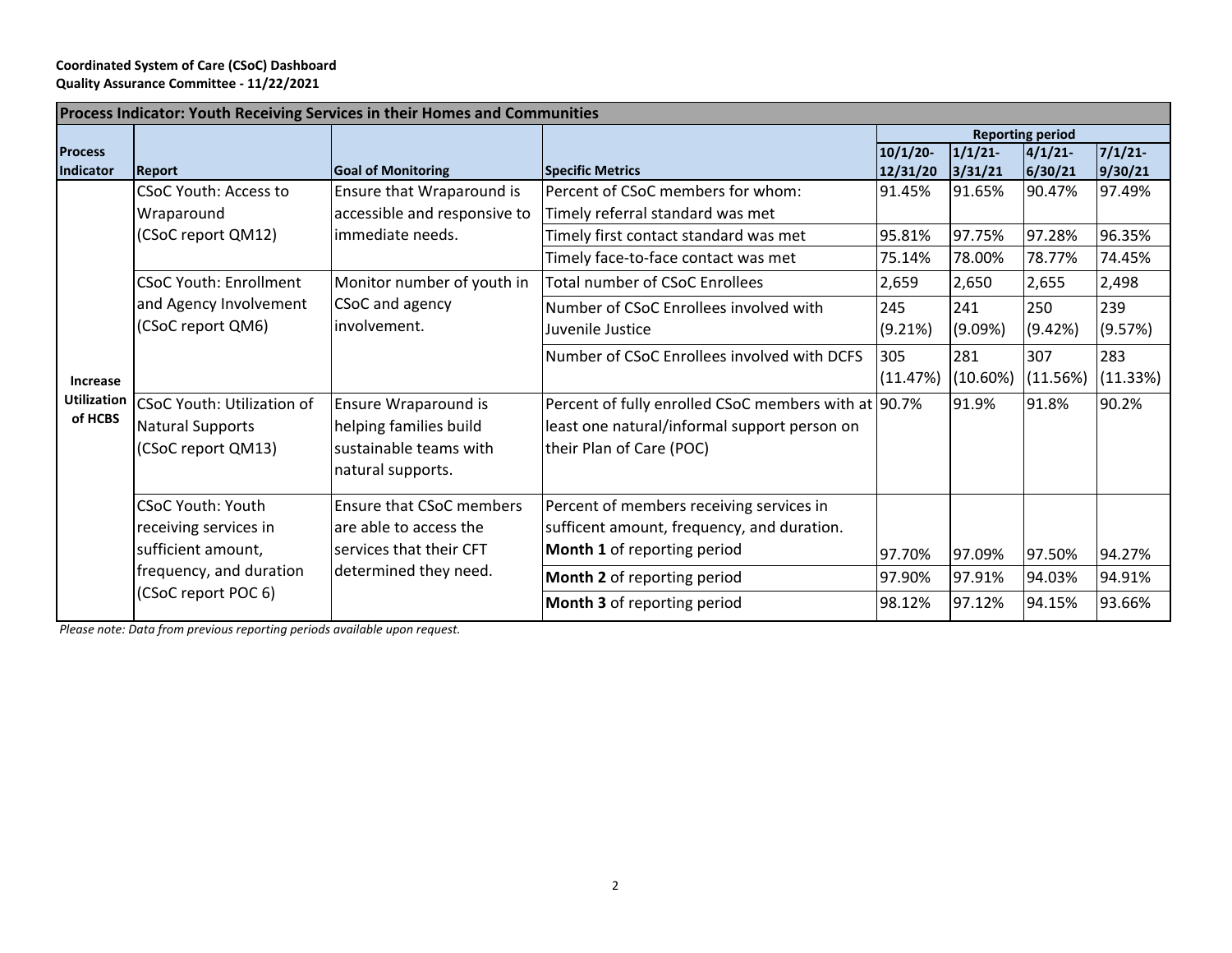**Coordinated System of Care (CSoC) Dashboard**
**Quality Assurance Committee - 11/22/2021**

| Process Indicator: Youth Receiving Services in their Homes and Communities | | | | | | | |
|---|---|---|---|---|---|---|---|
| | | | | Reporting period | | | |
| **Process Indicator** | **Report** | **Goal of Monitoring** | **Specific Metrics** | **10/1/20-12/31/20** | **1/1/21-3/31/21** | **4/1/21-6/30/21** | **7/1/21-9/30/21** |
| **Increase Utilization of HCBS** | CSoC Youth: Access to Wraparound (CSoC report QM12) | Ensure that Wraparound is accessible and responsive to immediate needs. | Percent of CSoC members for whom: Timely referral standard was met | 91.45% | 91.65% | 90.47% | 97.49% |
| | | | Timely first contact standard was met | 95.81% | 97.75% | 97.28% | 96.35% |
| | | | Timely face-to-face contact was met | 75.14% | 78.00% | 78.77% | 74.45% |
| | CSoC Youth: Enrollment and Agency Involvement (CSoC report QM6) | Monitor number of youth in CSoC and agency involvement. | Total number of CSoC Enrollees | 2,659 | 2,650 | 2,655 | 2,498 |
| | | | Number of CSoC Enrollees involved with Juvenile Justice | 245 (9.21%) | 241 (9.09%) | 250 (9.42%) | 239 (9.57%) |
| | | | Number of CSoC Enrollees involved with DCFS | 305 (11.47%) | 281 (10.60%) | 307 (11.56%) | 283 (11.33%) |
| | CSoC Youth: Utilization of Natural Supports (CSoC report QM13) | Ensure Wraparound is helping families build sustainable teams with natural supports. | Percent of fully enrolled CSoC members with at least one natural/informal support person on their Plan of Care (POC) | 90.7% | 91.9% | 91.8% | 90.2% |
| | CSoC Youth: Youth receiving services in sufficient amount, frequency, and duration (CSoC report POC 6) | Ensure that CSoC members are able to access the services that their CFT determined they need. | Percent of members receiving services in sufficent amount, frequency, and duration. **Month 1** of reporting period | 97.70% | 97.09% | 97.50% | 94.27% |
| | | | **Month 2** of reporting period | 97.90% | 97.91% | 94.03% | 94.91% |
| | | | **Month 3** of reporting period | 98.12% | 97.12% | 94.15% | 93.66% |

*Please note: Data from previous reporting periods available upon request.*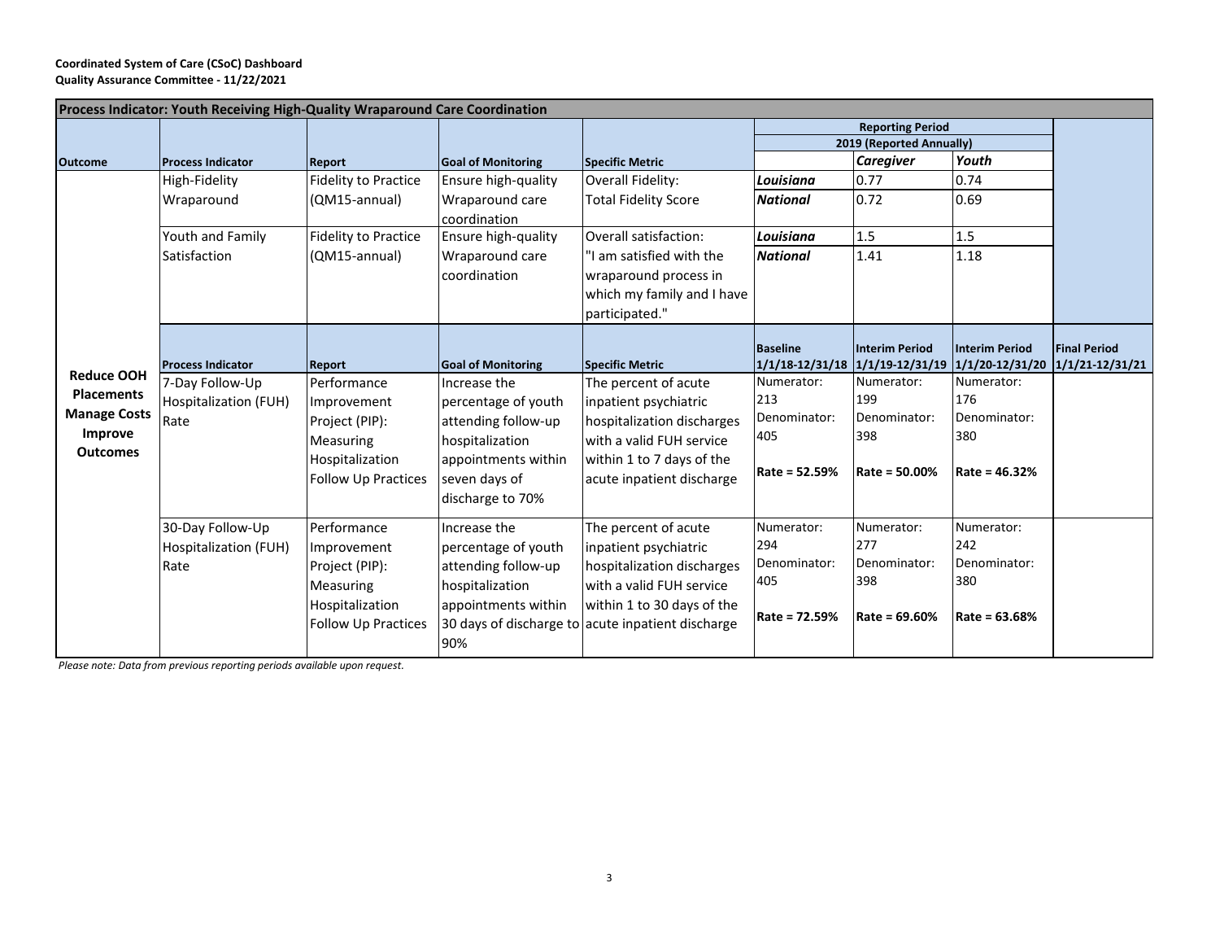**Coordinated System of Care (CSoC) Dashboard**
**Quality Assurance Committee - 11/22/2021**

| Process Indicator: Youth Receiving High-Quality Wraparound Care Coordination | | | | | | | | |
|---|---|---|---|---|---|---|---|---|
| | | | | | Reporting Period | | | |
| | | | | | 2019 (Reported Annually) | | | |
| **Outcome** | **Process Indicator** | **Report** | **Goal of Monitoring** | **Specific Metric** | | ***Caregiver*** | ***Youth*** | |
| **Reduce OOH Placements Manage Costs Improve Outcomes** | High-Fidelity Wraparound | Fidelity to Practice (QM15-annual) | Ensure high-quality Wraparound care coordination | Overall Fidelity: Total Fidelity Score | ***Louisiana*** | 0.77 | 0.74 | |
| | | | | | ***National*** | 0.72 | 0.69 | |
| | Youth and Family Satisfaction | Fidelity to Practice (QM15-annual) | Ensure high-quality Wraparound care coordination | Overall satisfaction: "I am satisfied with the wraparound process in which my family and I have participated." | ***Louisiana*** | 1.5 | 1.5 | |
| | | | | | ***National*** | 1.41 | 1.18 | |
| | **Process Indicator** | **Report** | **Goal of Monitoring** | **Specific Metric** | **Baseline 1/1/18-12/31/18** | **Interim Period 1/1/19-12/31/19** | **Interim Period 1/1/20-12/31/20** | **Final Period 1/1/21-12/31/21** |
| | 7-Day Follow-Up Hospitalization (FUH) Rate | Performance Improvement Project (PIP): Measuring Hospitalization Follow Up Practices | Increase the percentage of youth attending follow-up hospitalization appointments within seven days of discharge to 70% | The percent of acute inpatient psychiatric hospitalization discharges with a valid FUH service within 1 to 7 days of the acute inpatient discharge | Numerator: 213 Denominator: 405 **Rate = 52.59%** | Numerator: 199 Denominator: 398 **Rate = 50.00%** | Numerator: 176 Denominator: 380 **Rate = 46.32%** | |
| | 30-Day Follow-Up Hospitalization (FUH) Rate | Performance Improvement Project (PIP): Measuring Hospitalization Follow Up Practices | Increase the percentage of youth attending follow-up hospitalization appointments within 30 days of discharge to 90% | The percent of acute inpatient psychiatric hospitalization discharges with a valid FUH service within 1 to 30 days of the acute inpatient discharge | Numerator: 294 Denominator: 405 **Rate = 72.59%** | Numerator: 277 Denominator: 398 **Rate = 69.60%** | Numerator: 242 Denominator: 380 **Rate = 63.68%** | |

*Please note: Data from previous reporting periods available upon request.*